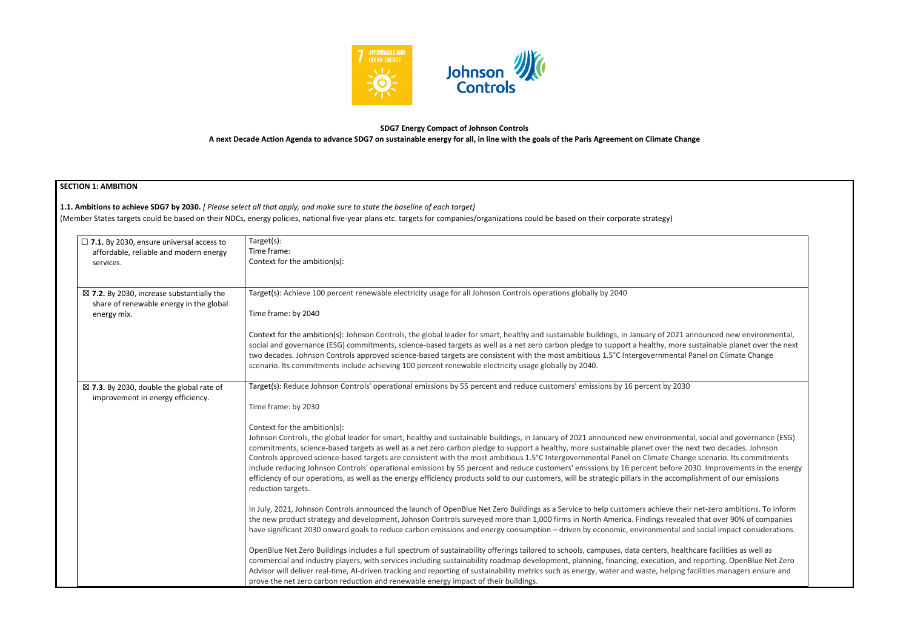**SDG7 Energy Compact of Johnson Controls**

**A next Decade Action Agenda to advance SDG7 on sustainable energy for all, in line with the goals of the Paris Agreement on Climate Change**

## SECTION 1: AMBITION

**1.1. Ambitions to achieve SDG7 by 2030.** *[ Please select all that apply, and make sure to state the baseline of each target]*
(Member States targets could be based on their NDCs, energy policies, national five-year plans etc. targets for companies/organizations could be based on their corporate strategy)

| | |
|---|---|
| ☐ **7.1.** By 2030, ensure universal access to affordable, reliable and modern energy services. | Target(s):<br>Time frame:<br>Context for the ambition(s): |
| ☒ **7.2.** By 2030, increase substantially the share of renewable energy in the global energy mix. | Target(s): Achieve 100 percent renewable electricity usage for all Johnson Controls operations globally by 2040<br><br>Time frame: by 2040<br><br>Context for the ambition(s): Johnson Controls, the global leader for smart, healthy and sustainable buildings, in January of 2021 announced new environmental, social and governance (ESG) commitments, science-based targets as well as a net zero carbon pledge to support a healthy, more sustainable planet over the next two decades. Johnson Controls approved science-based targets are consistent with the most ambitious 1.5°C Intergovernmental Panel on Climate Change scenario. Its commitments include achieving 100 percent renewable electricity usage globally by 2040. |
| ☒ **7.3.** By 2030, double the global rate of improvement in energy efficiency. | Target(s): Reduce Johnson Controls' operational emissions by 55 percent and reduce customers' emissions by 16 percent by 2030<br><br>Time frame: by 2030<br><br>Context for the ambition(s):<br>Johnson Controls, the global leader for smart, healthy and sustainable buildings, in January of 2021 announced new environmental, social and governance (ESG) commitments, science-based targets as well as a net zero carbon pledge to support a healthy, more sustainable planet over the next two decades. Johnson Controls approved science-based targets are consistent with the most ambitious 1.5°C Intergovernmental Panel on Climate Change scenario. Its commitments include reducing Johnson Controls' operational emissions by 55 percent and reduce customers' emissions by 16 percent before 2030. Improvements in the energy efficiency of our operations, as well as the energy efficiency products sold to our customers, will be strategic pillars in the accomplishment of our emissions reduction targets.<br><br>In July, 2021, Johnson Controls announced the launch of OpenBlue Net Zero Buildings as a Service to help customers achieve their net-zero ambitions. To inform the new product strategy and development, Johnson Controls surveyed more than 1,000 firms in North America. Findings revealed that over 90% of companies have significant 2030 onward goals to reduce carbon emissions and energy consumption – driven by economic, environmental and social impact considerations.<br><br>OpenBlue Net Zero Buildings includes a full spectrum of sustainability offerings tailored to schools, campuses, data centers, healthcare facilities as well as commercial and industry players, with services including sustainability roadmap development, planning, financing, execution, and reporting. OpenBlue Net Zero Advisor will deliver real-time, AI-driven tracking and reporting of sustainability metrics such as energy, water and waste, helping facilities managers ensure and prove the net zero carbon reduction and renewable energy impact of their buildings. |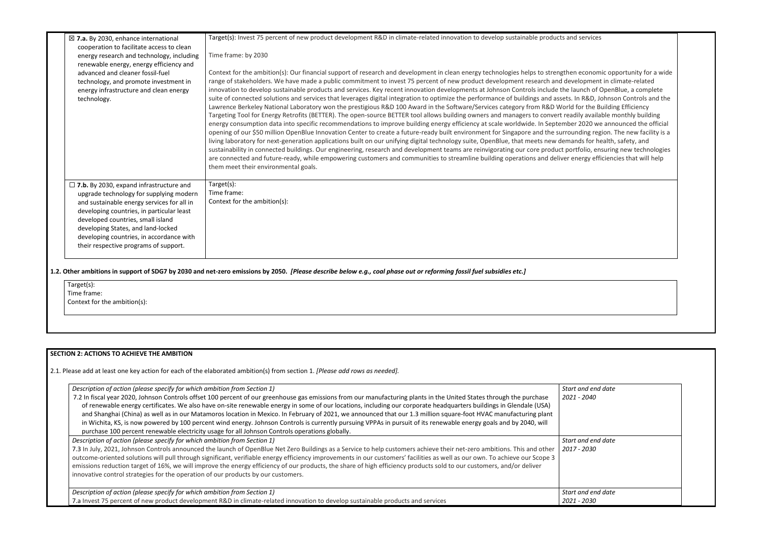| | |
|---|---|
| ☒ **7.a.** By 2030, enhance international cooperation to facilitate access to clean energy research and technology, including renewable energy, energy efficiency and advanced and cleaner fossil-fuel technology, and promote investment in energy infrastructure and clean energy technology. | Target(s): Invest 75 percent of new product development R&D in climate-related innovation to develop sustainable products and services<br><br>Time frame: by 2030<br><br>Context for the ambition(s): Our financial support of research and development in clean energy technologies helps to strengthen economic opportunity for a wide range of stakeholders. We have made a public commitment to invest 75 percent of new product development research and development in climate-related innovation to develop sustainable products and services. Key recent innovation developments at Johnson Controls include the launch of OpenBlue, a complete suite of connected solutions and services that leverages digital integration to optimize the performance of buildings and assets. In R&D, Johnson Controls and the Lawrence Berkeley National Laboratory won the prestigious R&D 100 Award in the Software/Services category from R&D World for the Building Efficiency Targeting Tool for Energy Retrofits (BETTER). The open-source BETTER tool allows building owners and managers to convert readily available monthly building energy consumption data into specific recommendations to improve building energy efficiency at scale worldwide. In September 2020 we announced the official opening of our $50 million OpenBlue Innovation Center to create a future-ready built environment for Singapore and the surrounding region. The new facility is a living laboratory for next-generation applications built on our unifying digital technology suite, OpenBlue, that meets new demands for health, safety, and sustainability in connected buildings. Our engineering, research and development teams are reinvigorating our core product portfolio, ensuring new technologies are connected and future-ready, while empowering customers and communities to streamline building operations and deliver energy efficiencies that will help them meet their environmental goals. |
| ☐ **7.b.** By 2030, expand infrastructure and upgrade technology for supplying modern and sustainable energy services for all in developing countries, in particular least developed countries, small island developing States, and land-locked developing countries, in accordance with their respective programs of support. | Target(s):<br>Time frame:<br>Context for the ambition(s): |

**1.2. Other ambitions in support of SDG7 by 2030 and net-zero emissions by 2050.** ***[Please describe below e.g., coal phase out or reforming fossil fuel subsidies etc.]***

| |
|---|
| Target(s):<br>Time frame:<br>Context for the ambition(s): |

**SECTION 2: ACTIONS TO ACHIEVE THE AMBITION**

2.1. Please add at least one key action for each of the elaborated ambition(s) from section 1. *[Please add rows as needed].*

| *Description of action (please specify for which ambition from Section 1)* | *Start and end date* |
|---|---|
| 7.2 In fiscal year 2020, Johnson Controls offset 100 percent of our greenhouse gas emissions from our manufacturing plants in the United States through the purchase of renewable energy certificates. We also have on-site renewable energy in some of our locations, including our corporate headquarters buildings in Glendale (USA) and Shanghai (China) as well as in our Matamoros location in Mexico. In February of 2021, we announced that our 1.3 million square-foot HVAC manufacturing plant in Wichita, KS, is now powered by 100 percent wind energy. Johnson Controls is currently pursuing VPPAs in pursuit of its renewable energy goals and by 2040, will purchase 100 percent renewable electricity usage for all Johnson Controls operations globally. | *2021 - 2040* |
| *Description of action (please specify for which ambition from Section 1)*<br>7.3 In July, 2021, Johnson Controls announced the launch of OpenBlue Net Zero Buildings as a Service to help customers achieve their net-zero ambitions. This and other outcome-oriented solutions will pull through significant, verifiable energy efficiency improvements in our customers' facilities as well as our own. To achieve our Scope 3 emissions reduction target of 16%, we will improve the energy efficiency of our products, the share of high efficiency products sold to our customers, and/or deliver innovative control strategies for the operation of our products by our customers. | *Start and end date*<br>*2017 - 2030* |
| *Description of action (please specify for which ambition from Section 1)*<br>7.a Invest 75 percent of new product development R&D in climate-related innovation to develop sustainable products and services | *Start and end date*<br>*2021 - 2030* |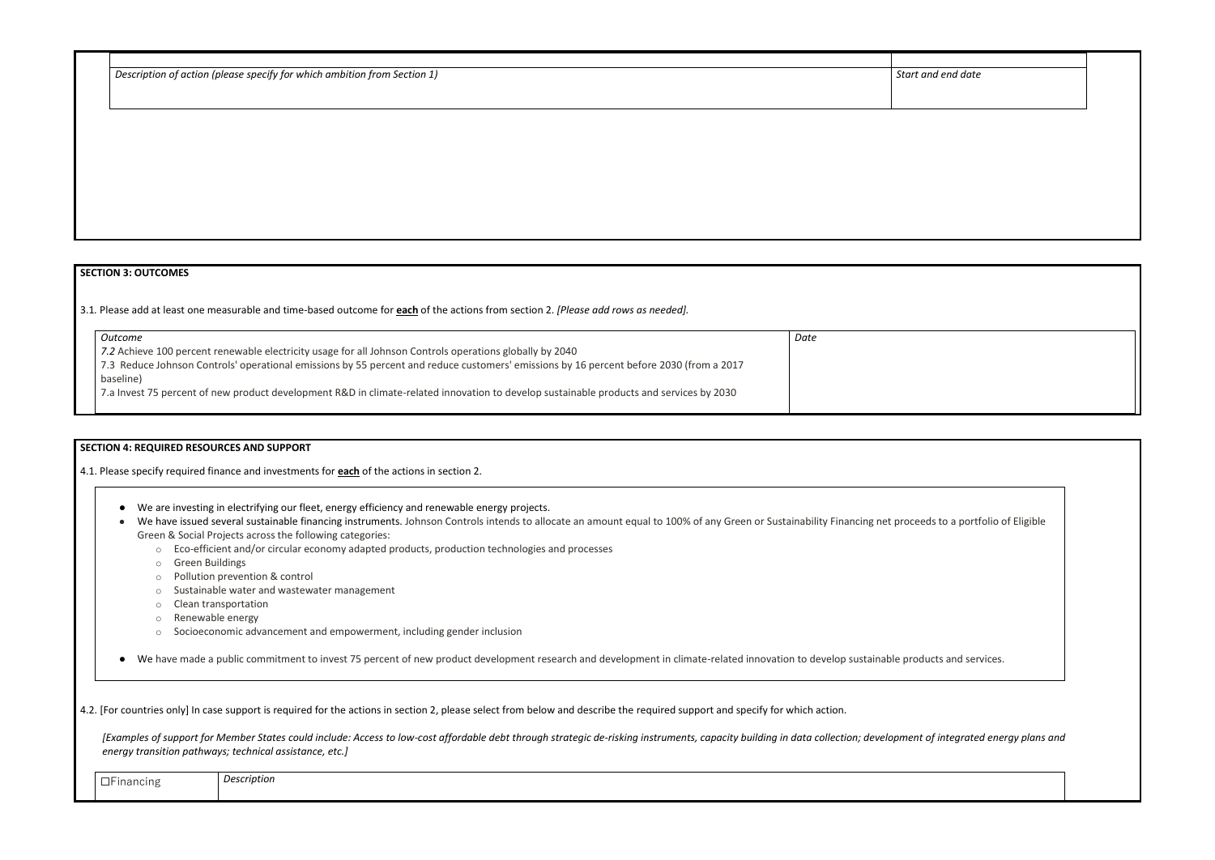| Description of action (please specify for which ambition from Section 1) | Start and end date |
|---|---|
| | |

**SECTION 3: OUTCOMES**

3.1. Please add at least one measurable and time-based outcome for **each** of the actions from section 2. *[Please add rows as needed].*

| *Outcome* | *Date* |
|---|---|
| *7.2* Achieve 100 percent renewable electricity usage for all Johnson Controls operations globally by 2040<br>7.3 Reduce Johnson Controls' operational emissions by 55 percent and reduce customers' emissions by 16 percent before 2030 (from a 2017 baseline)<br>7.a Invest 75 percent of new product development R&D in climate-related innovation to develop sustainable products and services by 2030 | |

**SECTION 4: REQUIRED RESOURCES AND SUPPORT**

4.1. Please specify required finance and investments for **each** of the actions in section 2.

- We are investing in electrifying our fleet, energy efficiency and renewable energy projects.
- We have issued several sustainable financing instruments. Johnson Controls intends to allocate an amount equal to 100% of any Green or Sustainability Financing net proceeds to a portfolio of Eligible Green & Social Projects across the following categories:
  - Eco-efficient and/or circular economy adapted products, production technologies and processes
  - Green Buildings
  - Pollution prevention & control
  - Sustainable water and wastewater management
  - Clean transportation
  - Renewable energy
  - Socioeconomic advancement and empowerment, including gender inclusion
- We have made a public commitment to invest 75 percent of new product development research and development in climate-related innovation to develop sustainable products and services.

4.2. [For countries only] In case support is required for the actions in section 2, please select from below and describe the required support and specify for which action.

*[Examples of support for Member States could include: Access to low-cost affordable debt through strategic de-risking instruments, capacity building in data collection; development of integrated energy plans and energy transition pathways; technical assistance, etc.]*

| ☐Financing | *Description* |
|---|---|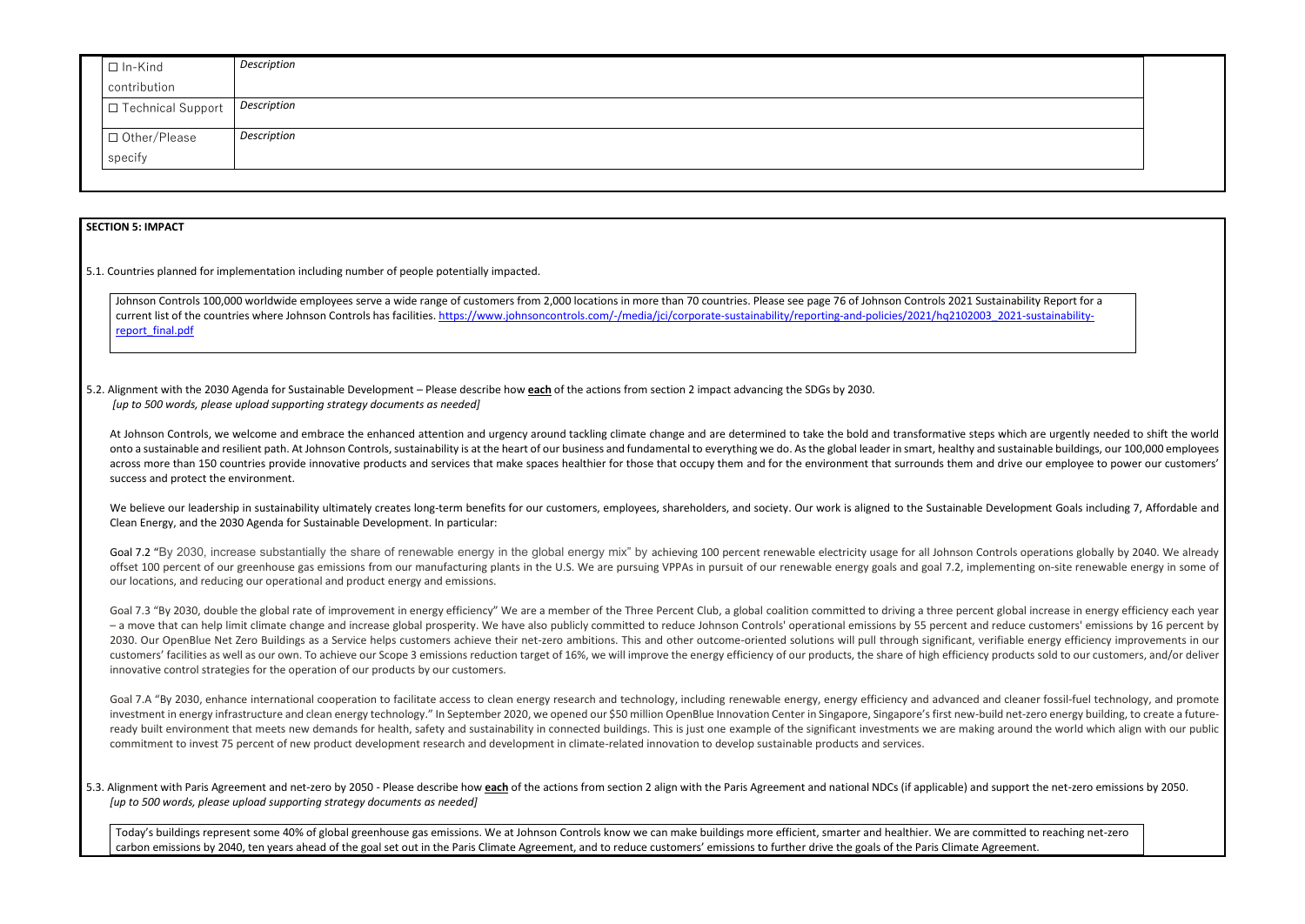| | |
|---|---|
| ☐ In-Kind contribution | *Description* |
| ☐ Technical Support | *Description* |
| ☐ Other/Please specify | *Description* |

**SECTION 5: IMPACT**

5.1. Countries planned for implementation including number of people potentially impacted.

Johnson Controls 100,000 worldwide employees serve a wide range of customers from 2,000 locations in more than 70 countries. Please see page 76 of Johnson Controls 2021 Sustainability Report for a current list of the countries where Johnson Controls has facilities. [https://www.johnsoncontrols.com/-/media/jci/corporate-sustainability/reporting-and-policies/2021/hq2102003_2021-sustainability-report_final.pdf](https://www.johnsoncontrols.com/-/media/jci/corporate-sustainability/reporting-and-policies/2021/hq2102003_2021-sustainability-report_final.pdf)

5.2. Alignment with the 2030 Agenda for Sustainable Development – Please describe how **each** of the actions from section 2 impact advancing the SDGs by 2030.
*[up to 500 words, please upload supporting strategy documents as needed]*

At Johnson Controls, we welcome and embrace the enhanced attention and urgency around tackling climate change and are determined to take the bold and transformative steps which are urgently needed to shift the world onto a sustainable and resilient path. At Johnson Controls, sustainability is at the heart of our business and fundamental to everything we do. As the global leader in smart, healthy and sustainable buildings, our 100,000 employees across more than 150 countries provide innovative products and services that make spaces healthier for those that occupy them and for the environment that surrounds them and drive our employee to power our customers' success and protect the environment.

We believe our leadership in sustainability ultimately creates long-term benefits for our customers, employees, shareholders, and society. Our work is aligned to the Sustainable Development Goals including 7, Affordable and Clean Energy, and the 2030 Agenda for Sustainable Development. In particular:

Goal 7.2 "By 2030, increase substantially the share of renewable energy in the global energy mix" by achieving 100 percent renewable electricity usage for all Johnson Controls operations globally by 2040. We already offset 100 percent of our greenhouse gas emissions from our manufacturing plants in the U.S. We are pursuing VPPAs in pursuit of our renewable energy goals and goal 7.2, implementing on-site renewable energy in some of our locations, and reducing our operational and product energy and emissions.

Goal 7.3 "By 2030, double the global rate of improvement in energy efficiency" We are a member of the Three Percent Club, a global coalition committed to driving a three percent global increase in energy efficiency each year – a move that can help limit climate change and increase global prosperity. We have also publicly committed to reduce Johnson Controls' operational emissions by 55 percent and reduce customers' emissions by 16 percent by 2030. Our OpenBlue Net Zero Buildings as a Service helps customers achieve their net-zero ambitions. This and other outcome-oriented solutions will pull through significant, verifiable energy efficiency improvements in our customers' facilities as well as our own. To achieve our Scope 3 emissions reduction target of 16%, we will improve the energy efficiency of our products, the share of high efficiency products sold to our customers, and/or deliver innovative control strategies for the operation of our products by our customers.

Goal 7.A "By 2030, enhance international cooperation to facilitate access to clean energy research and technology, including renewable energy, energy efficiency and advanced and cleaner fossil-fuel technology, and promote investment in energy infrastructure and clean energy technology." In September 2020, we opened our $50 million OpenBlue Innovation Center in Singapore, Singapore's first new-build net-zero energy building, to create a future-ready built environment that meets new demands for health, safety and sustainability in connected buildings. This is just one example of the significant investments we are making around the world which align with our public commitment to invest 75 percent of new product development research and development in climate-related innovation to develop sustainable products and services.

5.3. Alignment with Paris Agreement and net-zero by 2050 - Please describe how **each** of the actions from section 2 align with the Paris Agreement and national NDCs (if applicable) and support the net-zero emissions by 2050.
*[up to 500 words, please upload supporting strategy documents as needed]*

Today's buildings represent some 40% of global greenhouse gas emissions. We at Johnson Controls know we can make buildings more efficient, smarter and healthier. We are committed to reaching net-zero carbon emissions by 2040, ten years ahead of the goal set out in the Paris Climate Agreement, and to reduce customers' emissions to further drive the goals of the Paris Climate Agreement.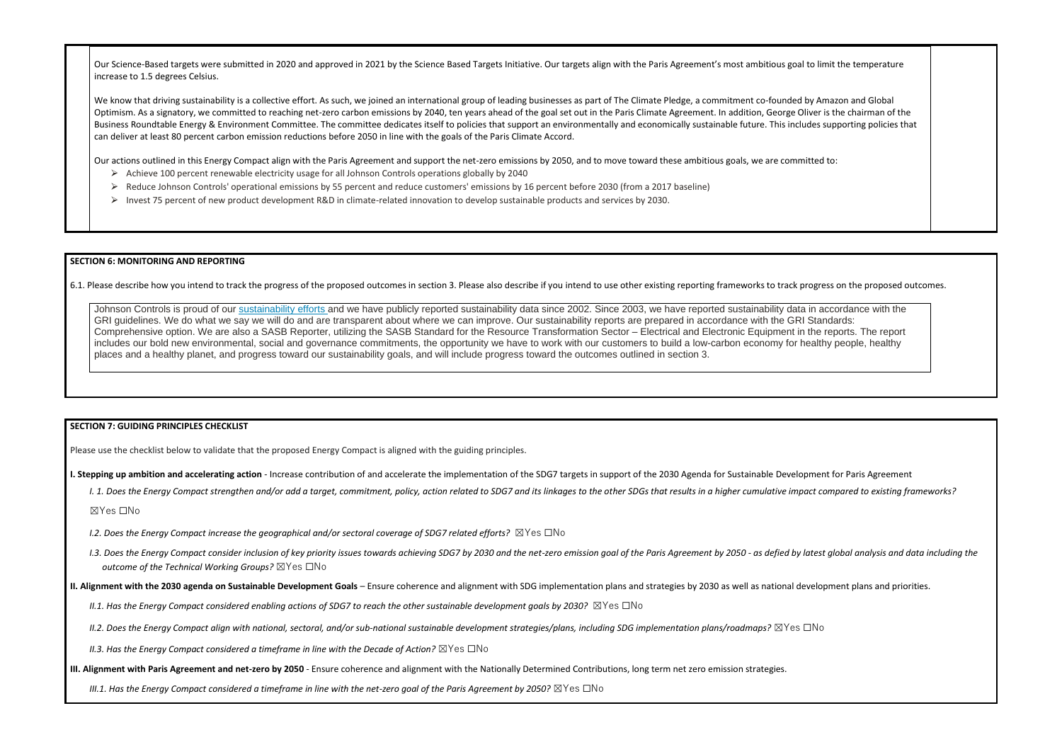Our Science-Based targets were submitted in 2020 and approved in 2021 by the Science Based Targets Initiative. Our targets align with the Paris Agreement's most ambitious goal to limit the temperature increase to 1.5 degrees Celsius.

We know that driving sustainability is a collective effort. As such, we joined an international group of leading businesses as part of The Climate Pledge, a commitment co-founded by Amazon and Global Optimism. As a signatory, we committed to reaching net-zero carbon emissions by 2040, ten years ahead of the goal set out in the Paris Climate Agreement. In addition, George Oliver is the chairman of the Business Roundtable Energy & Environment Committee. The committee dedicates itself to policies that support an environmentally and economically sustainable future. This includes supporting policies that can deliver at least 80 percent carbon emission reductions before 2050 in line with the goals of the Paris Climate Accord.

Our actions outlined in this Energy Compact align with the Paris Agreement and support the net-zero emissions by 2050, and to move toward these ambitious goals, we are committed to:

- Achieve 100 percent renewable electricity usage for all Johnson Controls operations globally by 2040
- Reduce Johnson Controls' operational emissions by 55 percent and reduce customers' emissions by 16 percent before 2030 (from a 2017 baseline)
- Invest 75 percent of new product development R&D in climate-related innovation to develop sustainable products and services by 2030.

## SECTION 6: MONITORING AND REPORTING

6.1. Please describe how you intend to track the progress of the proposed outcomes in section 3. Please also describe if you intend to use other existing reporting frameworks to track progress on the proposed outcomes.

Johnson Controls is proud of our sustainability efforts and we have publicly reported sustainability data since 2002. Since 2003, we have reported sustainability data in accordance with the GRI guidelines. We do what we say we will do and are transparent about where we can improve. Our sustainability reports are prepared in accordance with the GRI Standards: Comprehensive option. We are also a SASB Reporter, utilizing the SASB Standard for the Resource Transformation Sector – Electrical and Electronic Equipment in the reports. The report includes our bold new environmental, social and governance commitments, the opportunity we have to work with our customers to build a low-carbon economy for healthy people, healthy places and a healthy planet, and progress toward our sustainability goals, and will include progress toward the outcomes outlined in section 3.

## SECTION 7: GUIDING PRINCIPLES CHECKLIST

Please use the checklist below to validate that the proposed Energy Compact is aligned with the guiding principles.

**I. Stepping up ambition and accelerating action** - Increase contribution of and accelerate the implementation of the SDG7 targets in support of the 2030 Agenda for Sustainable Development for Paris Agreement

*I. 1. Does the Energy Compact strengthen and/or add a target, commitment, policy, action related to SDG7 and its linkages to the other SDGs that results in a higher cumulative impact compared to existing frameworks?*

☒Yes ☐No

*I.2. Does the Energy Compact increase the geographical and/or sectoral coverage of SDG7 related efforts?* ☒Yes ☐No

*I.3. Does the Energy Compact consider inclusion of key priority issues towards achieving SDG7 by 2030 and the net-zero emission goal of the Paris Agreement by 2050 - as defied by latest global analysis and data including the outcome of the Technical Working Groups?* ☒Yes ☐No

**II. Alignment with the 2030 agenda on Sustainable Development Goals** – Ensure coherence and alignment with SDG implementation plans and strategies by 2030 as well as national development plans and priorities.

*II.1. Has the Energy Compact considered enabling actions of SDG7 to reach the other sustainable development goals by 2030?* ☒Yes ☐No

*II.2. Does the Energy Compact align with national, sectoral, and/or sub-national sustainable development strategies/plans, including SDG implementation plans/roadmaps?* ☒Yes ☐No

*II.3. Has the Energy Compact considered a timeframe in line with the Decade of Action?* ☒Yes ☐No

**III. Alignment with Paris Agreement and net-zero by 2050** - Ensure coherence and alignment with the Nationally Determined Contributions, long term net zero emission strategies.

*III.1. Has the Energy Compact considered a timeframe in line with the net-zero goal of the Paris Agreement by 2050?* ☒Yes ☐No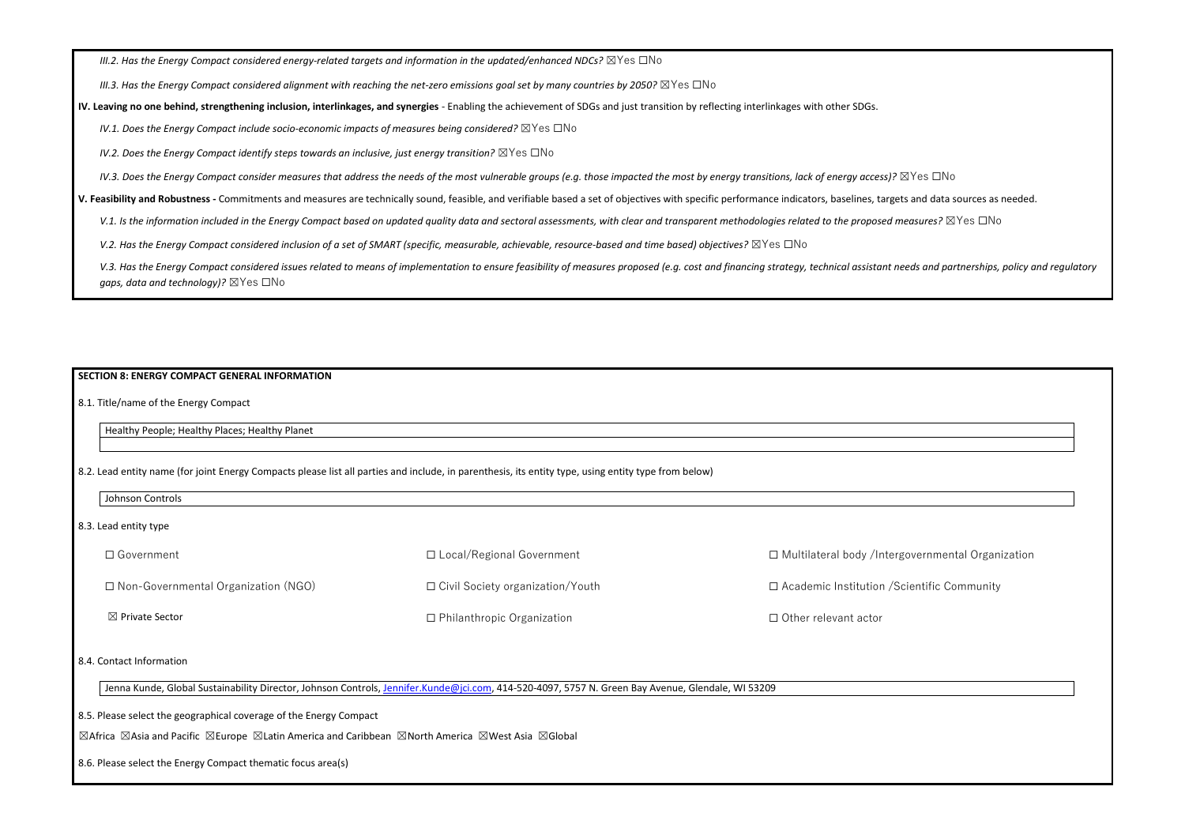*III.2. Has the Energy Compact considered energy-related targets and information in the updated/enhanced NDCs?* ☒Yes ☐No

*III.3. Has the Energy Compact considered alignment with reaching the net-zero emissions goal set by many countries by 2050?* ☒Yes ☐No

**IV. Leaving no one behind, strengthening inclusion, interlinkages, and synergies** - Enabling the achievement of SDGs and just transition by reflecting interlinkages with other SDGs.

*IV.1. Does the Energy Compact include socio-economic impacts of measures being considered?* ☒Yes ☐No

*IV.2. Does the Energy Compact identify steps towards an inclusive, just energy transition?* ☒Yes ☐No

*IV.3. Does the Energy Compact consider measures that address the needs of the most vulnerable groups (e.g. those impacted the most by energy transitions, lack of energy access)?* ☒Yes ☐No

**V. Feasibility and Robustness -** Commitments and measures are technically sound, feasible, and verifiable based a set of objectives with specific performance indicators, baselines, targets and data sources as needed.

*V.1. Is the information included in the Energy Compact based on updated quality data and sectoral assessments, with clear and transparent methodologies related to the proposed measures?* ☒Yes ☐No

*V.2. Has the Energy Compact considered inclusion of a set of SMART (specific, measurable, achievable, resource-based and time based) objectives?* ☒Yes ☐No

*V.3. Has the Energy Compact considered issues related to means of implementation to ensure feasibility of measures proposed (e.g. cost and financing strategy, technical assistant needs and partnerships, policy and regulatory gaps, data and technology)?* ☒Yes ☐No

## SECTION 8: ENERGY COMPACT GENERAL INFORMATION

8.1. Title/name of the Energy Compact

Healthy People; Healthy Places; Healthy Planet

8.2. Lead entity name (for joint Energy Compacts please list all parties and include, in parenthesis, its entity type, using entity type from below)

Johnson Controls

8.3. Lead entity type

| | | |
|---|---|---|
| ☐ Government | ☐ Local/Regional Government | ☐ Multilateral body /Intergovernmental Organization |
| ☐ Non-Governmental Organization (NGO) | ☐ Civil Society organization/Youth | ☐ Academic Institution /Scientific Community |
| ☒ Private Sector | ☐ Philanthropic Organization | ☐ Other relevant actor |

8.4. Contact Information

Jenna Kunde, Global Sustainability Director, Johnson Controls, Jennifer.Kunde@jci.com, 414-520-4097, 5757 N. Green Bay Avenue, Glendale, WI 53209

8.5. Please select the geographical coverage of the Energy Compact

☒Africa ☒Asia and Pacific ☒Europe ☒Latin America and Caribbean ☒North America ☒West Asia ☒Global

8.6. Please select the Energy Compact thematic focus area(s)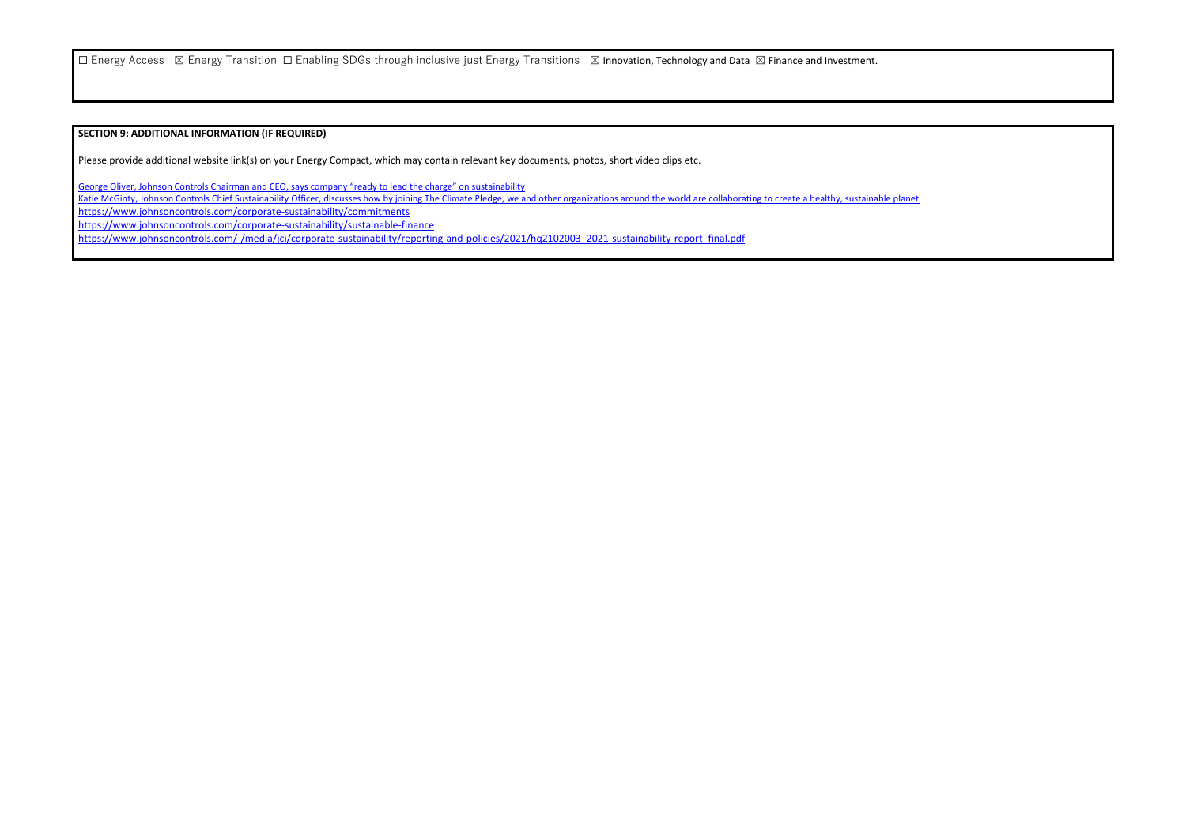☐ Energy Access ☒ Energy Transition ☐ Enabling SDGs through inclusive just Energy Transitions ☒ Innovation, Technology and Data ☒ Finance and Investment.

**SECTION 9: ADDITIONAL INFORMATION (IF REQUIRED)**

Please provide additional website link(s) on your Energy Compact, which may contain relevant key documents, photos, short video clips etc.

George Oliver, Johnson Controls Chairman and CEO, says company "ready to lead the charge" on sustainability

Katie McGinty, Johnson Controls Chief Sustainability Officer, discusses how by joining The Climate Pledge, we and other organizations around the world are collaborating to create a healthy, sustainable planet

https://www.johnsoncontrols.com/corporate-sustainability/commitments

https://www.johnsoncontrols.com/corporate-sustainability/sustainable-finance

https://www.johnsoncontrols.com/-/media/jci/corporate-sustainability/reporting-and-policies/2021/hq2102003_2021-sustainability-report_final.pdf